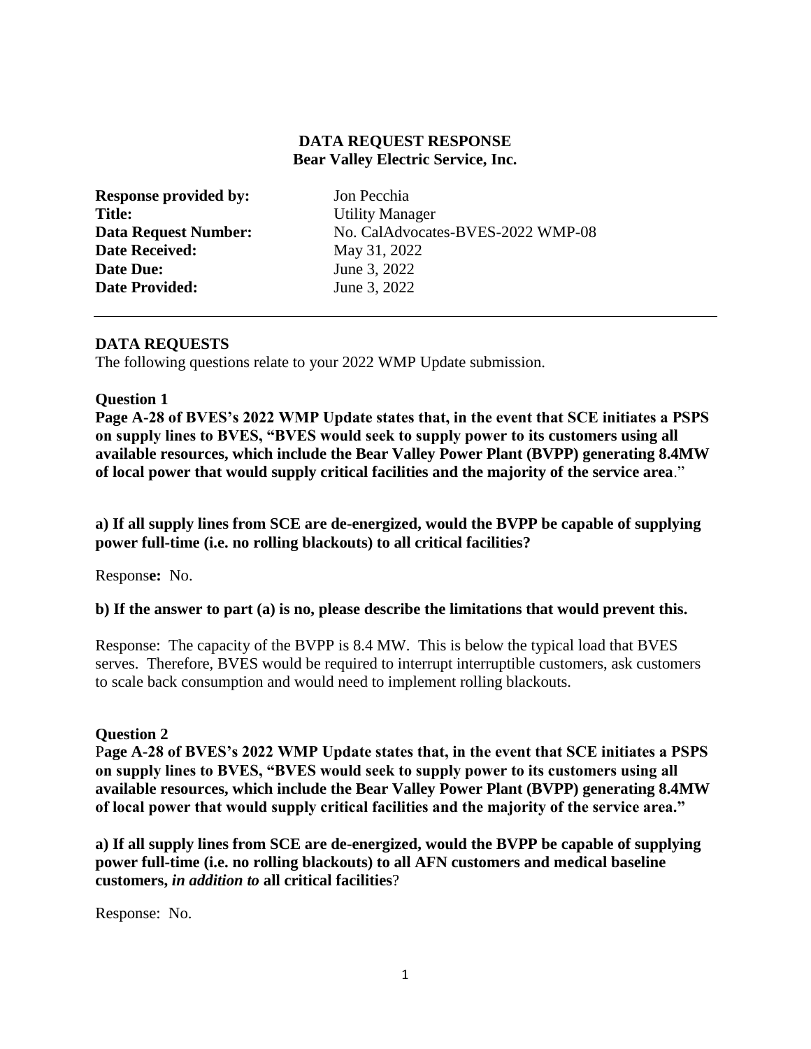**DATA REQUEST RESPONSE**
**Bear Valley Electric Service, Inc.**

| | |
|---|---|
| **Response provided by:** | Jon Pecchia |
| **Title:** | Utility Manager |
| **Data Request Number:** | No. CalAdvocates-BVES-2022 WMP-08 |
| **Date Received:** | May 31, 2022 |
| **Date Due:** | June 3, 2022 |
| **Date Provided:** | June 3, 2022 |

---

**DATA REQUESTS**

The following questions relate to your 2022 WMP Update submission.

**Question 1**

**Page A-28 of BVES's 2022 WMP Update states that, in the event that SCE initiates a PSPS on supply lines to BVES, "BVES would seek to supply power to its customers using all available resources, which include the Bear Valley Power Plant (BVPP) generating 8.4MW of local power that would supply critical facilities and the majority of the service area."**

**a) If all supply lines from SCE are de-energized, would the BVPP be capable of supplying power full-time (i.e. no rolling blackouts) to all critical facilities?**

Respons**e:** No.

**b) If the answer to part (a) is no, please describe the limitations that would prevent this.**

Response: The capacity of the BVPP is 8.4 MW. This is below the typical load that BVES serves. Therefore, BVES would be required to interrupt interruptible customers, ask customers to scale back consumption and would need to implement rolling blackouts.

**Question 2**

P**age A-28 of BVES's 2022 WMP Update states that, in the event that SCE initiates a PSPS on supply lines to BVES, "BVES would seek to supply power to its customers using all available resources, which include the Bear Valley Power Plant (BVPP) generating 8.4MW of local power that would supply critical facilities and the majority of the service area."**

**a) If all supply lines from SCE are de-energized, would the BVPP be capable of supplying power full-time (i.e. no rolling blackouts) to all AFN customers and medical baseline customers, *in addition to* all critical facilities**?

Response: No.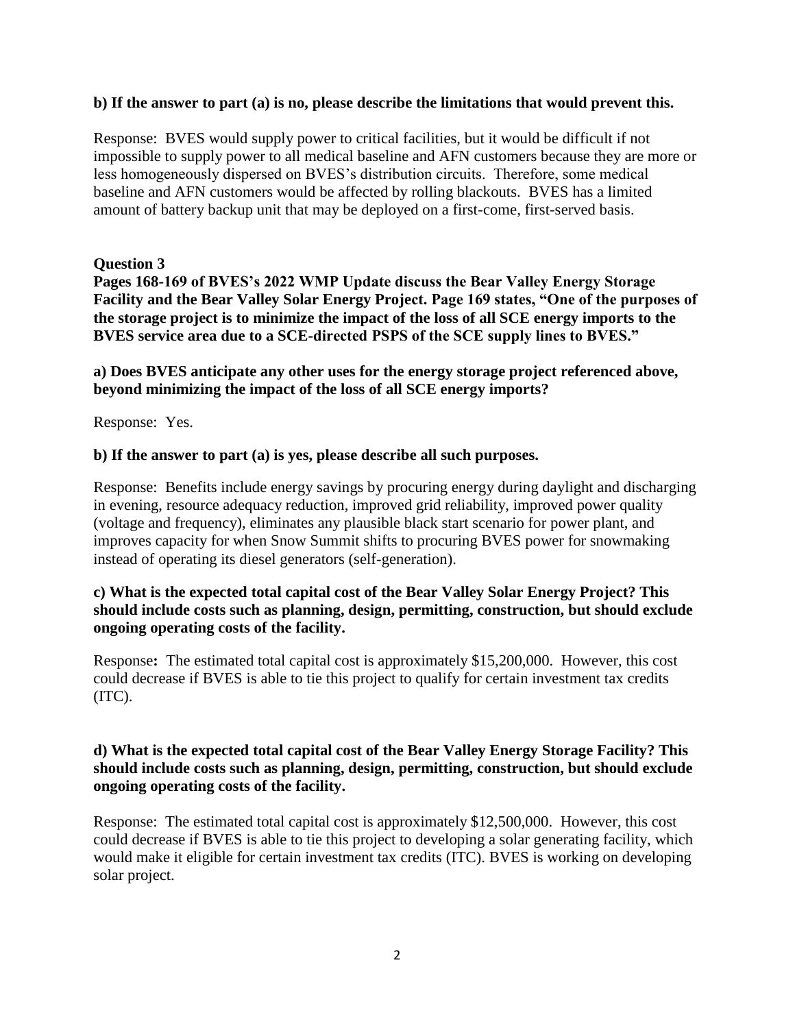**b) If the answer to part (a) is no, please describe the limitations that would prevent this.**

Response: BVES would supply power to critical facilities, but it would be difficult if not impossible to supply power to all medical baseline and AFN customers because they are more or less homogeneously dispersed on BVES's distribution circuits. Therefore, some medical baseline and AFN customers would be affected by rolling blackouts. BVES has a limited amount of battery backup unit that may be deployed on a first-come, first-served basis.

**Question 3**

**Pages 168-169 of BVES's 2022 WMP Update discuss the Bear Valley Energy Storage Facility and the Bear Valley Solar Energy Project. Page 169 states, "One of the purposes of the storage project is to minimize the impact of the loss of all SCE energy imports to the BVES service area due to a SCE-directed PSPS of the SCE supply lines to BVES."**

**a) Does BVES anticipate any other uses for the energy storage project referenced above, beyond minimizing the impact of the loss of all SCE energy imports?**

Response: Yes.

**b) If the answer to part (a) is yes, please describe all such purposes.**

Response: Benefits include energy savings by procuring energy during daylight and discharging in evening, resource adequacy reduction, improved grid reliability, improved power quality (voltage and frequency), eliminates any plausible black start scenario for power plant, and improves capacity for when Snow Summit shifts to procuring BVES power for snowmaking instead of operating its diesel generators (self-generation).

**c) What is the expected total capital cost of the Bear Valley Solar Energy Project? This should include costs such as planning, design, permitting, construction, but should exclude ongoing operating costs of the facility.**

Response**:** The estimated total capital cost is approximately $15,200,000. However, this cost could decrease if BVES is able to tie this project to qualify for certain investment tax credits (ITC).

**d) What is the expected total capital cost of the Bear Valley Energy Storage Facility? This should include costs such as planning, design, permitting, construction, but should exclude ongoing operating costs of the facility.**

Response: The estimated total capital cost is approximately $12,500,000. However, this cost could decrease if BVES is able to tie this project to developing a solar generating facility, which would make it eligible for certain investment tax credits (ITC). BVES is working on developing solar project.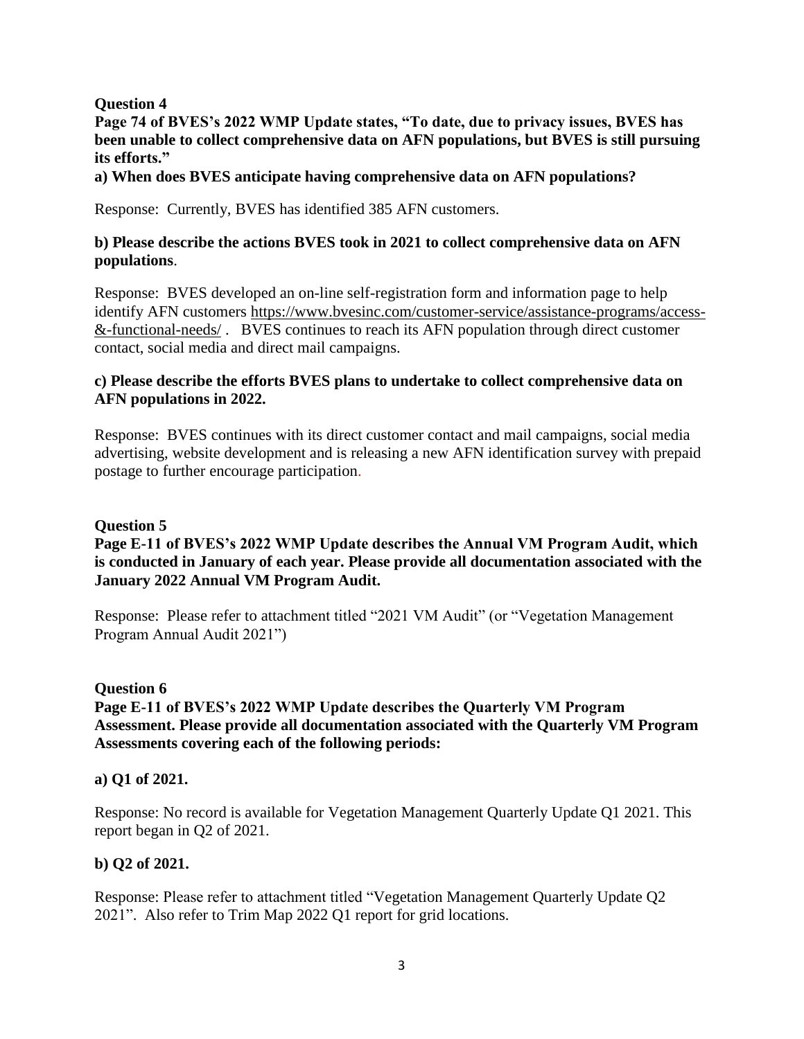**Question 4**

**Page 74 of BVES's 2022 WMP Update states, "To date, due to privacy issues, BVES has been unable to collect comprehensive data on AFN populations, but BVES is still pursuing its efforts."**

**a) When does BVES anticipate having comprehensive data on AFN populations?**

Response: Currently, BVES has identified 385 AFN customers.

**b) Please describe the actions BVES took in 2021 to collect comprehensive data on AFN populations**.

Response: BVES developed an on-line self-registration form and information page to help identify AFN customers https://www.bvesinc.com/customer-service/assistance-programs/access-&-functional-needs/ . BVES continues to reach its AFN population through direct customer contact, social media and direct mail campaigns.

**c) Please describe the efforts BVES plans to undertake to collect comprehensive data on AFN populations in 2022.**

Response: BVES continues with its direct customer contact and mail campaigns, social media advertising, website development and is releasing a new AFN identification survey with prepaid postage to further encourage participation.

**Question 5**

**Page E-11 of BVES's 2022 WMP Update describes the Annual VM Program Audit, which is conducted in January of each year. Please provide all documentation associated with the January 2022 Annual VM Program Audit.**

Response: Please refer to attachment titled "2021 VM Audit" (or "Vegetation Management Program Annual Audit 2021")

**Question 6**

**Page E-11 of BVES's 2022 WMP Update describes the Quarterly VM Program Assessment. Please provide all documentation associated with the Quarterly VM Program Assessments covering each of the following periods:**

**a) Q1 of 2021.**

Response: No record is available for Vegetation Management Quarterly Update Q1 2021. This report began in Q2 of 2021.

**b) Q2 of 2021.**

Response: Please refer to attachment titled "Vegetation Management Quarterly Update Q2 2021". Also refer to Trim Map 2022 Q1 report for grid locations.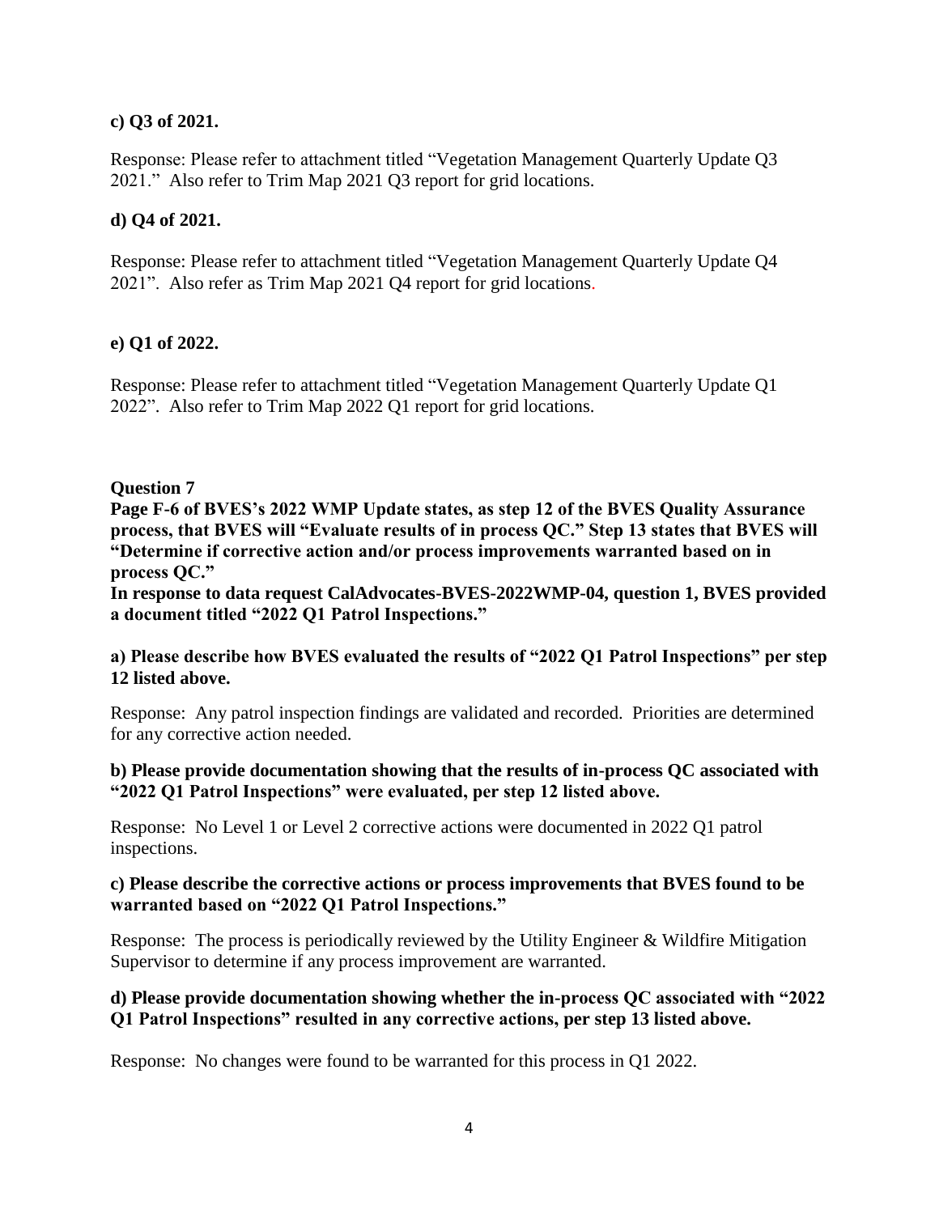**c) Q3 of 2021.**

Response: Please refer to attachment titled "Vegetation Management Quarterly Update Q3 2021." Also refer to Trim Map 2021 Q3 report for grid locations.

**d) Q4 of 2021.**

Response: Please refer to attachment titled "Vegetation Management Quarterly Update Q4 2021". Also refer as Trim Map 2021 Q4 report for grid locations.

**e) Q1 of 2022.**

Response: Please refer to attachment titled "Vegetation Management Quarterly Update Q1 2022". Also refer to Trim Map 2022 Q1 report for grid locations.

**Question 7**

**Page F-6 of BVES's 2022 WMP Update states, as step 12 of the BVES Quality Assurance process, that BVES will "Evaluate results of in process QC." Step 13 states that BVES will "Determine if corrective action and/or process improvements warranted based on in process QC."**

**In response to data request CalAdvocates-BVES-2022WMP-04, question 1, BVES provided a document titled "2022 Q1 Patrol Inspections."**

**a) Please describe how BVES evaluated the results of "2022 Q1 Patrol Inspections" per step 12 listed above.**

Response: Any patrol inspection findings are validated and recorded. Priorities are determined for any corrective action needed.

**b) Please provide documentation showing that the results of in-process QC associated with "2022 Q1 Patrol Inspections" were evaluated, per step 12 listed above.**

Response: No Level 1 or Level 2 corrective actions were documented in 2022 Q1 patrol inspections.

**c) Please describe the corrective actions or process improvements that BVES found to be warranted based on "2022 Q1 Patrol Inspections."**

Response: The process is periodically reviewed by the Utility Engineer & Wildfire Mitigation Supervisor to determine if any process improvement are warranted.

**d) Please provide documentation showing whether the in-process QC associated with "2022 Q1 Patrol Inspections" resulted in any corrective actions, per step 13 listed above.**

Response: No changes were found to be warranted for this process in Q1 2022.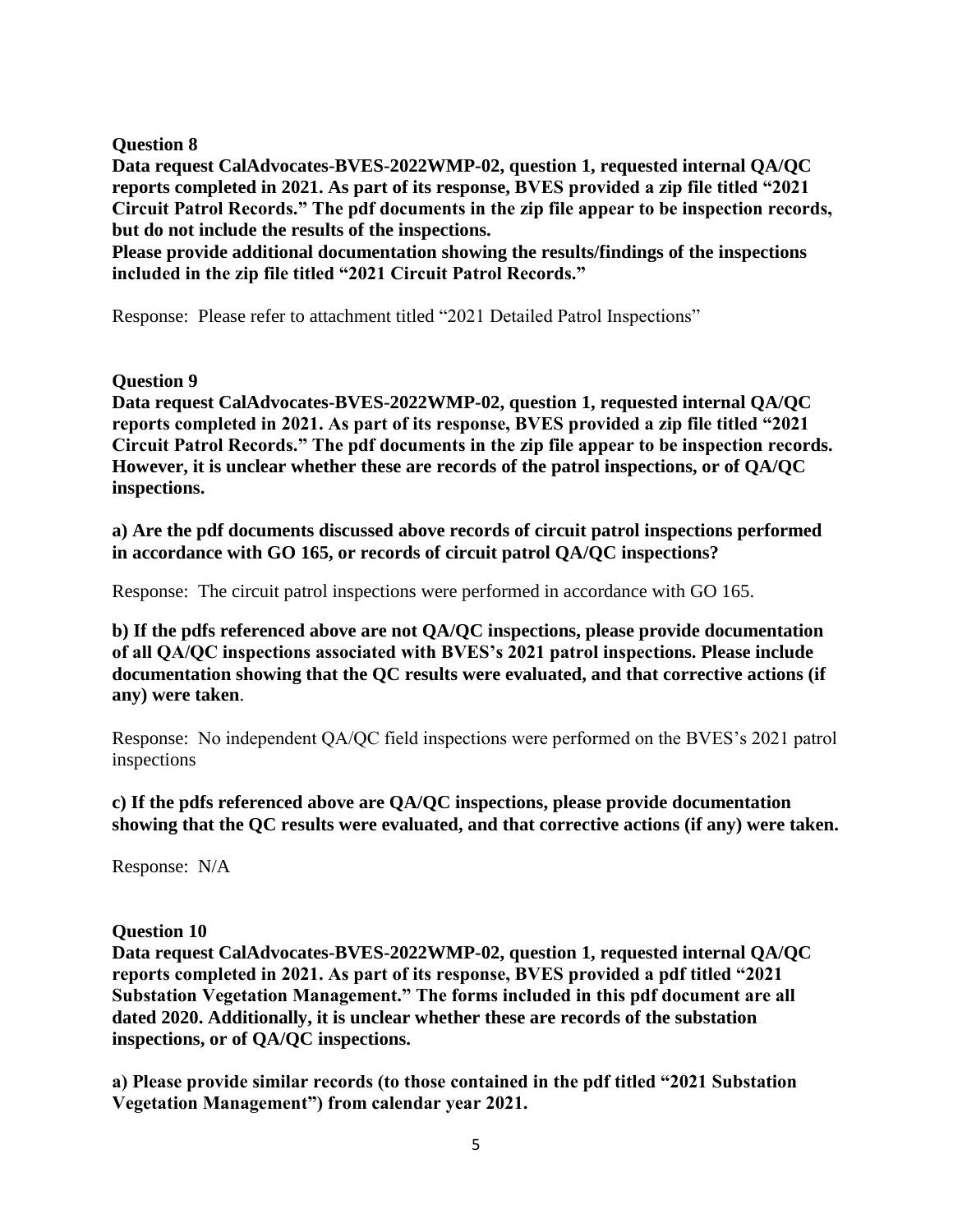**Question 8**

**Data request CalAdvocates-BVES-2022WMP-02, question 1, requested internal QA/QC reports completed in 2021. As part of its response, BVES provided a zip file titled "2021 Circuit Patrol Records." The pdf documents in the zip file appear to be inspection records, but do not include the results of the inspections.**

**Please provide additional documentation showing the results/findings of the inspections included in the zip file titled "2021 Circuit Patrol Records."**

Response: Please refer to attachment titled "2021 Detailed Patrol Inspections"

**Question 9**

**Data request CalAdvocates-BVES-2022WMP-02, question 1, requested internal QA/QC reports completed in 2021. As part of its response, BVES provided a zip file titled "2021 Circuit Patrol Records." The pdf documents in the zip file appear to be inspection records. However, it is unclear whether these are records of the patrol inspections, or of QA/QC inspections.**

**a) Are the pdf documents discussed above records of circuit patrol inspections performed in accordance with GO 165, or records of circuit patrol QA/QC inspections?**

Response: The circuit patrol inspections were performed in accordance with GO 165.

**b) If the pdfs referenced above are not QA/QC inspections, please provide documentation of all QA/QC inspections associated with BVES's 2021 patrol inspections. Please include documentation showing that the QC results were evaluated, and that corrective actions (if any) were taken**.

Response: No independent QA/QC field inspections were performed on the BVES's 2021 patrol inspections

**c) If the pdfs referenced above are QA/QC inspections, please provide documentation showing that the QC results were evaluated, and that corrective actions (if any) were taken.**

Response: N/A

**Question 10**

**Data request CalAdvocates-BVES-2022WMP-02, question 1, requested internal QA/QC reports completed in 2021. As part of its response, BVES provided a pdf titled "2021 Substation Vegetation Management." The forms included in this pdf document are all dated 2020. Additionally, it is unclear whether these are records of the substation inspections, or of QA/QC inspections.**

**a) Please provide similar records (to those contained in the pdf titled "2021 Substation Vegetation Management") from calendar year 2021.**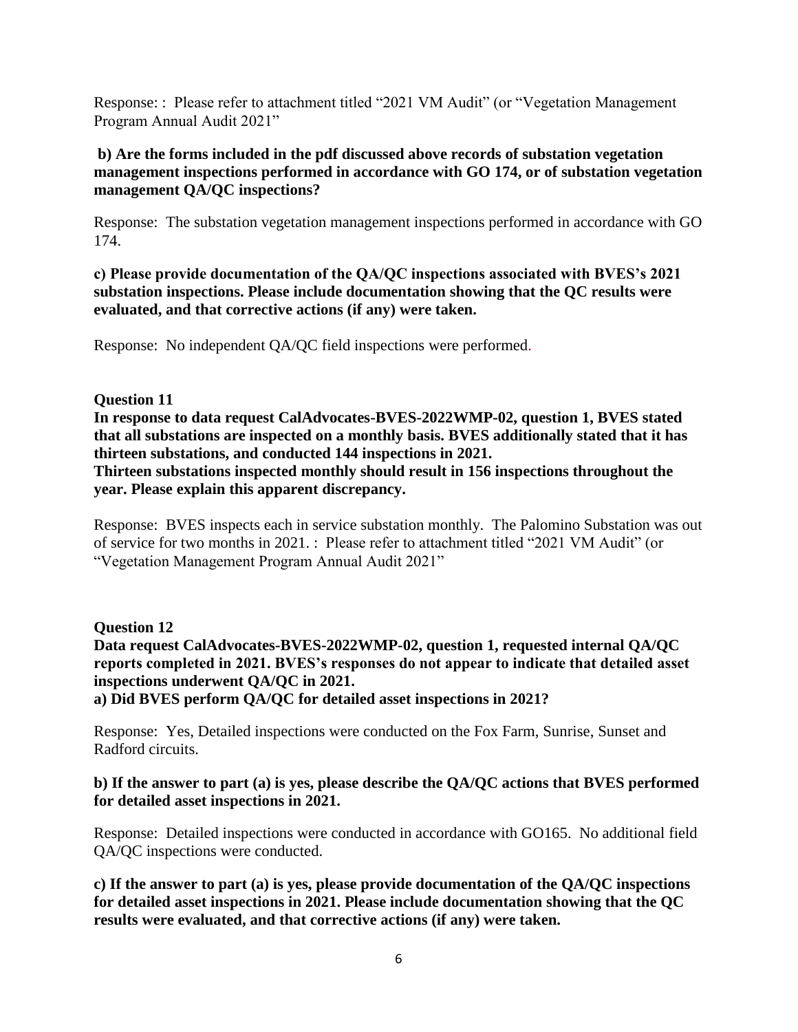Response: : Please refer to attachment titled "2021 VM Audit" (or "Vegetation Management Program Annual Audit 2021"

**b) Are the forms included in the pdf discussed above records of substation vegetation management inspections performed in accordance with GO 174, or of substation vegetation management QA/QC inspections?**

Response: The substation vegetation management inspections performed in accordance with GO 174.

**c) Please provide documentation of the QA/QC inspections associated with BVES's 2021 substation inspections. Please include documentation showing that the QC results were evaluated, and that corrective actions (if any) were taken.**

Response: No independent QA/QC field inspections were performed.

**Question 11**

**In response to data request CalAdvocates-BVES-2022WMP-02, question 1, BVES stated that all substations are inspected on a monthly basis. BVES additionally stated that it has thirteen substations, and conducted 144 inspections in 2021.**

**Thirteen substations inspected monthly should result in 156 inspections throughout the year. Please explain this apparent discrepancy.**

Response: BVES inspects each in service substation monthly. The Palomino Substation was out of service for two months in 2021. : Please refer to attachment titled "2021 VM Audit" (or "Vegetation Management Program Annual Audit 2021"

**Question 12**

**Data request CalAdvocates-BVES-2022WMP-02, question 1, requested internal QA/QC reports completed in 2021. BVES's responses do not appear to indicate that detailed asset inspections underwent QA/QC in 2021.**

**a) Did BVES perform QA/QC for detailed asset inspections in 2021?**

Response: Yes, Detailed inspections were conducted on the Fox Farm, Sunrise, Sunset and Radford circuits.

**b) If the answer to part (a) is yes, please describe the QA/QC actions that BVES performed for detailed asset inspections in 2021.**

Response: Detailed inspections were conducted in accordance with GO165. No additional field QA/QC inspections were conducted.

**c) If the answer to part (a) is yes, please provide documentation of the QA/QC inspections for detailed asset inspections in 2021. Please include documentation showing that the QC results were evaluated, and that corrective actions (if any) were taken.**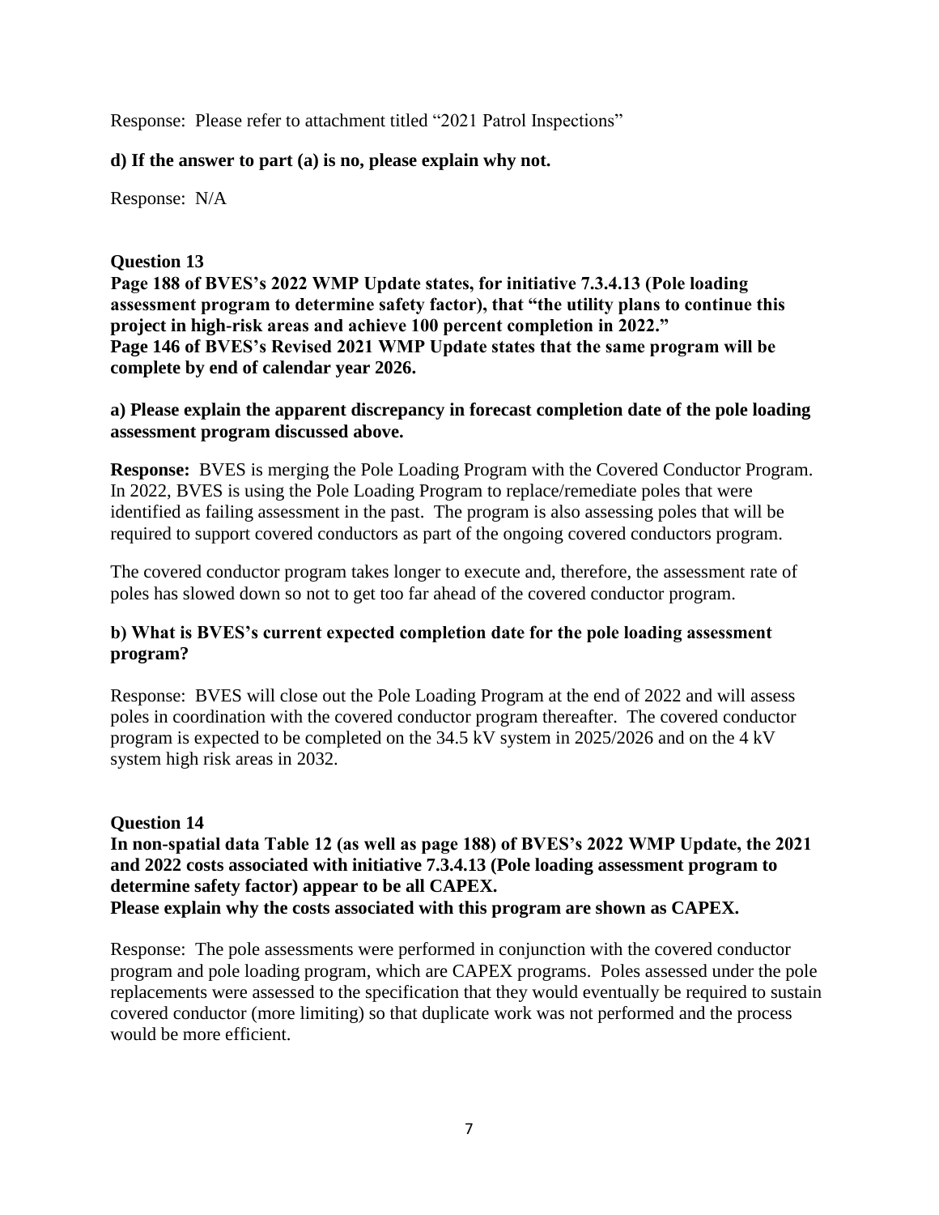Response: Please refer to attachment titled "2021 Patrol Inspections"

**d) If the answer to part (a) is no, please explain why not.**

Response: N/A

**Question 13**

**Page 188 of BVES's 2022 WMP Update states, for initiative 7.3.4.13 (Pole loading assessment program to determine safety factor), that "the utility plans to continue this project in high-risk areas and achieve 100 percent completion in 2022."**
**Page 146 of BVES's Revised 2021 WMP Update states that the same program will be complete by end of calendar year 2026.**

**a) Please explain the apparent discrepancy in forecast completion date of the pole loading assessment program discussed above.**

**Response:** BVES is merging the Pole Loading Program with the Covered Conductor Program. In 2022, BVES is using the Pole Loading Program to replace/remediate poles that were identified as failing assessment in the past. The program is also assessing poles that will be required to support covered conductors as part of the ongoing covered conductors program.

The covered conductor program takes longer to execute and, therefore, the assessment rate of poles has slowed down so not to get too far ahead of the covered conductor program.

**b) What is BVES's current expected completion date for the pole loading assessment program?**

Response: BVES will close out the Pole Loading Program at the end of 2022 and will assess poles in coordination with the covered conductor program thereafter. The covered conductor program is expected to be completed on the 34.5 kV system in 2025/2026 and on the 4 kV system high risk areas in 2032.

**Question 14**

**In non-spatial data Table 12 (as well as page 188) of BVES's 2022 WMP Update, the 2021 and 2022 costs associated with initiative 7.3.4.13 (Pole loading assessment program to determine safety factor) appear to be all CAPEX.**
**Please explain why the costs associated with this program are shown as CAPEX.**

Response: The pole assessments were performed in conjunction with the covered conductor program and pole loading program, which are CAPEX programs. Poles assessed under the pole replacements were assessed to the specification that they would eventually be required to sustain covered conductor (more limiting) so that duplicate work was not performed and the process would be more efficient.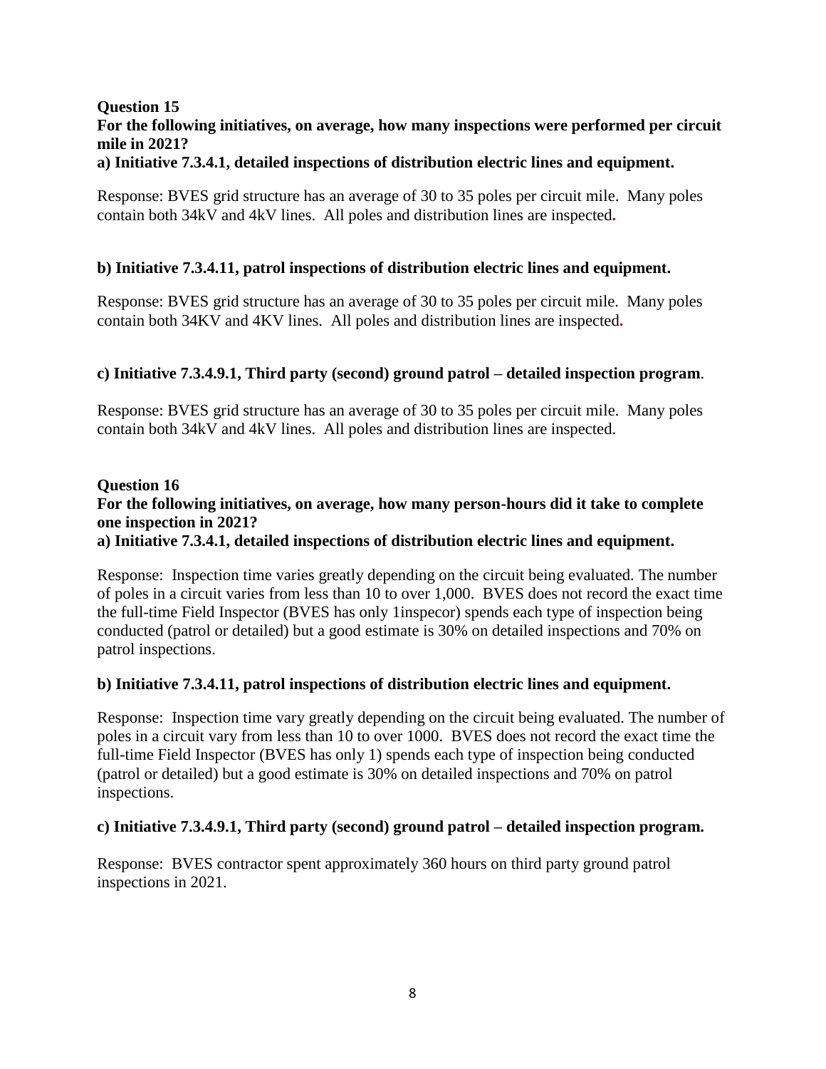**Question 15**
**For the following initiatives, on average, how many inspections were performed per circuit mile in 2021?**
**a) Initiative 7.3.4.1, detailed inspections of distribution electric lines and equipment.**

Response: BVES grid structure has an average of 30 to 35 poles per circuit mile. Many poles contain both 34kV and 4kV lines. All poles and distribution lines are inspected.

**b) Initiative 7.3.4.11, patrol inspections of distribution electric lines and equipment.**

Response: BVES grid structure has an average of 30 to 35 poles per circuit mile. Many poles contain both 34KV and 4KV lines. All poles and distribution lines are inspected.

**c) Initiative 7.3.4.9.1, Third party (second) ground patrol – detailed inspection program**.

Response: BVES grid structure has an average of 30 to 35 poles per circuit mile. Many poles contain both 34kV and 4kV lines. All poles and distribution lines are inspected.

**Question 16**
**For the following initiatives, on average, how many person-hours did it take to complete one inspection in 2021?**
**a) Initiative 7.3.4.1, detailed inspections of distribution electric lines and equipment.**

Response: Inspection time varies greatly depending on the circuit being evaluated. The number of poles in a circuit varies from less than 10 to over 1,000. BVES does not record the exact time the full-time Field Inspector (BVES has only 1inspecor) spends each type of inspection being conducted (patrol or detailed) but a good estimate is 30% on detailed inspections and 70% on patrol inspections.

**b) Initiative 7.3.4.11, patrol inspections of distribution electric lines and equipment.**

Response: Inspection time vary greatly depending on the circuit being evaluated. The number of poles in a circuit vary from less than 10 to over 1000. BVES does not record the exact time the full-time Field Inspector (BVES has only 1) spends each type of inspection being conducted (patrol or detailed) but a good estimate is 30% on detailed inspections and 70% on patrol inspections.

**c) Initiative 7.3.4.9.1, Third party (second) ground patrol – detailed inspection program.**

Response: BVES contractor spent approximately 360 hours on third party ground patrol inspections in 2021.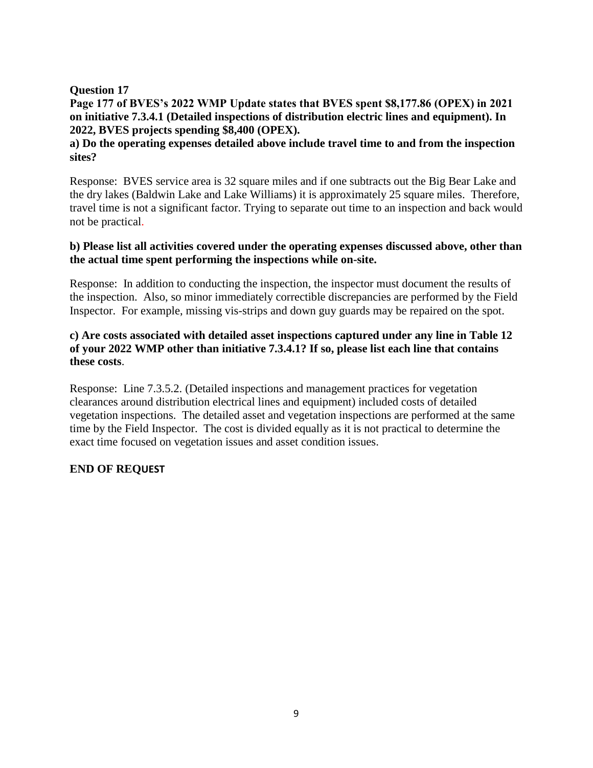**Question 17**

**Page 177 of BVES's 2022 WMP Update states that BVES spent $8,177.86 (OPEX) in 2021 on initiative 7.3.4.1 (Detailed inspections of distribution electric lines and equipment). In 2022, BVES projects spending $8,400 (OPEX).**

**a) Do the operating expenses detailed above include travel time to and from the inspection sites?**

Response: BVES service area is 32 square miles and if one subtracts out the Big Bear Lake and the dry lakes (Baldwin Lake and Lake Williams) it is approximately 25 square miles. Therefore, travel time is not a significant factor. Trying to separate out time to an inspection and back would not be practical.

**b) Please list all activities covered under the operating expenses discussed above, other than the actual time spent performing the inspections while on-site.**

Response: In addition to conducting the inspection, the inspector must document the results of the inspection. Also, so minor immediately correctible discrepancies are performed by the Field Inspector. For example, missing vis-strips and down guy guards may be repaired on the spot.

**c) Are costs associated with detailed asset inspections captured under any line in Table 12 of your 2022 WMP other than initiative 7.3.4.1? If so, please list each line that contains these costs**.

Response: Line 7.3.5.2. (Detailed inspections and management practices for vegetation clearances around distribution electrical lines and equipment) included costs of detailed vegetation inspections. The detailed asset and vegetation inspections are performed at the same time by the Field Inspector. The cost is divided equally as it is not practical to determine the exact time focused on vegetation issues and asset condition issues.

**END OF REQUEST**